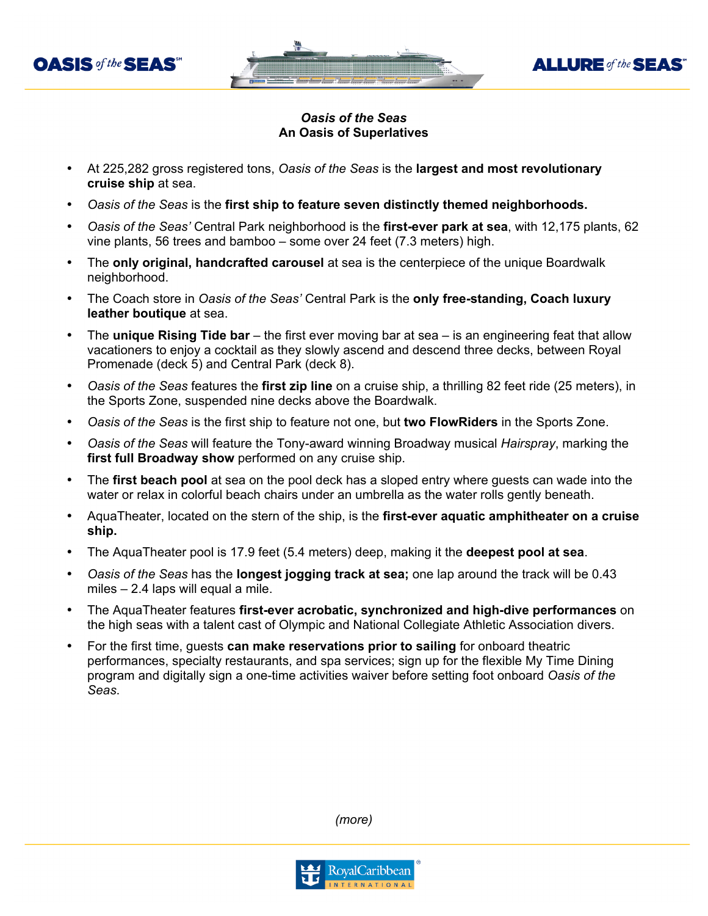### *Oasis of the Seas*
### An Oasis of Superlatives

- At 225,282 gross registered tons, *Oasis of the Seas* is the **largest and most revolutionary cruise ship** at sea.
- *Oasis of the Seas* is the **first ship to feature seven distinctly themed neighborhoods.**
- *Oasis of the Seas'* Central Park neighborhood is the **first-ever park at sea**, with 12,175 plants, 62 vine plants, 56 trees and bamboo – some over 24 feet (7.3 meters) high.
- The **only original, handcrafted carousel** at sea is the centerpiece of the unique Boardwalk neighborhood.
- The Coach store in *Oasis of the Seas'* Central Park is the **only free-standing, Coach luxury leather boutique** at sea.
- The **unique Rising Tide bar** – the first ever moving bar at sea – is an engineering feat that allow vacationers to enjoy a cocktail as they slowly ascend and descend three decks, between Royal Promenade (deck 5) and Central Park (deck 8).
- *Oasis of the Seas* features the **first zip line** on a cruise ship, a thrilling 82 feet ride (25 meters), in the Sports Zone, suspended nine decks above the Boardwalk.
- *Oasis of the Seas* is the first ship to feature not one, but **two FlowRiders** in the Sports Zone.
- *Oasis of the Seas* will feature the Tony-award winning Broadway musical *Hairspray*, marking the **first full Broadway show** performed on any cruise ship.
- The **first beach pool** at sea on the pool deck has a sloped entry where guests can wade into the water or relax in colorful beach chairs under an umbrella as the water rolls gently beneath.
- AquaTheater, located on the stern of the ship, is the **first-ever aquatic amphitheater on a cruise ship.**
- The AquaTheater pool is 17.9 feet (5.4 meters) deep, making it the **deepest pool at sea**.
- *Oasis of the Seas* has the **longest jogging track at sea;** one lap around the track will be 0.43 miles – 2.4 laps will equal a mile.
- The AquaTheater features **first-ever acrobatic, synchronized and high-dive performances** on the high seas with a talent cast of Olympic and National Collegiate Athletic Association divers.
- For the first time, guests **can make reservations prior to sailing** for onboard theatric performances, specialty restaurants, and spa services; sign up for the flexible My Time Dining program and digitally sign a one-time activities waiver before setting foot onboard *Oasis of the Seas*.

*(more)*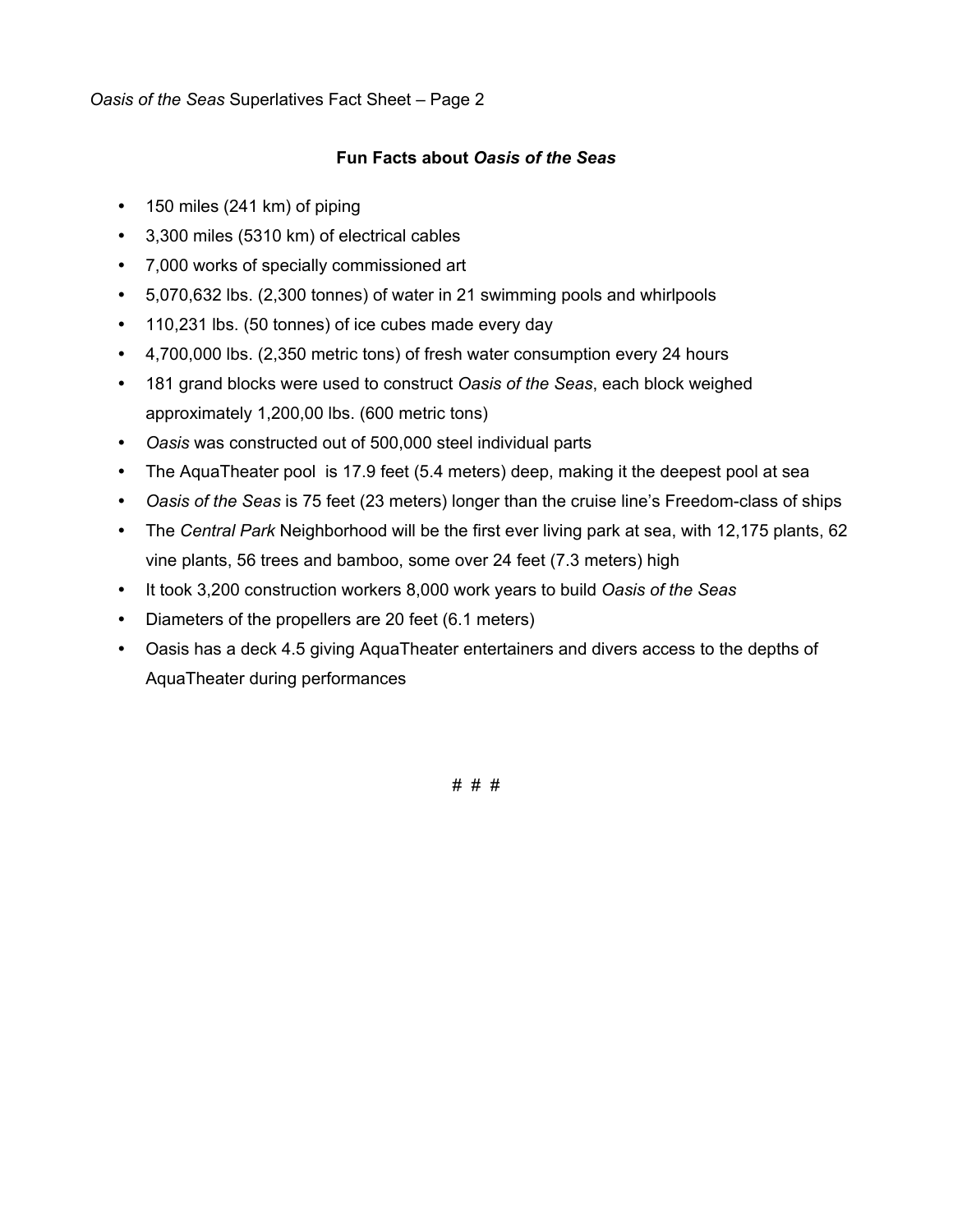## Fun Facts about *Oasis of the Seas*

- 150 miles (241 km) of piping
- 3,300 miles (5310 km) of electrical cables
- 7,000 works of specially commissioned art
- 5,070,632 lbs. (2,300 tonnes) of water in 21 swimming pools and whirlpools
- 110,231 lbs. (50 tonnes) of ice cubes made every day
- 4,700,000 lbs. (2,350 metric tons) of fresh water consumption every 24 hours
- 181 grand blocks were used to construct *Oasis of the Seas*, each block weighed approximately 1,200,00 lbs. (600 metric tons)
- *Oasis* was constructed out of 500,000 steel individual parts
- The AquaTheater pool is 17.9 feet (5.4 meters) deep, making it the deepest pool at sea
- *Oasis of the Seas* is 75 feet (23 meters) longer than the cruise line's Freedom-class of ships
- The *Central Park* Neighborhood will be the first ever living park at sea, with 12,175 plants, 62 vine plants, 56 trees and bamboo, some over 24 feet (7.3 meters) high
- It took 3,200 construction workers 8,000 work years to build *Oasis of the Seas*
- Diameters of the propellers are 20 feet (6.1 meters)
- Oasis has a deck 4.5 giving AquaTheater entertainers and divers access to the depths of AquaTheater during performances

# # #